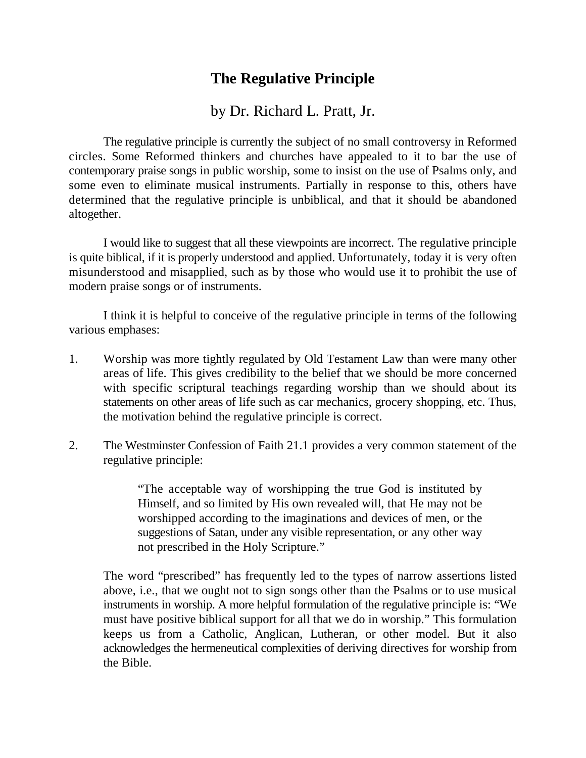# The Regulative Principle

by Dr. Richard L. Pratt, Jr.

The regulative principle is currently the subject of no small controversy in Reformed circles. Some Reformed thinkers and churches have appealed to it to bar the use of contemporary praise songs in public worship, some to insist on the use of Psalms only, and some even to eliminate musical instruments. Partially in response to this, others have determined that the regulative principle is unbiblical, and that it should be abandoned altogether.

I would like to suggest that all these viewpoints are incorrect. The regulative principle is quite biblical, if it is properly understood and applied. Unfortunately, today it is very often misunderstood and misapplied, such as by those who would use it to prohibit the use of modern praise songs or of instruments.

I think it is helpful to conceive of the regulative principle in terms of the following various emphases:

1. Worship was more tightly regulated by Old Testament Law than were many other areas of life. This gives credibility to the belief that we should be more concerned with specific scriptural teachings regarding worship than we should about its statements on other areas of life such as car mechanics, grocery shopping, etc. Thus, the motivation behind the regulative principle is correct.

2. The Westminster Confession of Faith 21.1 provides a very common statement of the regulative principle:

   > "The acceptable way of worshipping the true God is instituted by Himself, and so limited by His own revealed will, that He may not be worshipped according to the imaginations and devices of men, or the suggestions of Satan, under any visible representation, or any other way not prescribed in the Holy Scripture."

   The word "prescribed" has frequently led to the types of narrow assertions listed above, i.e., that we ought not to sign songs other than the Psalms or to use musical instruments in worship. A more helpful formulation of the regulative principle is: "We must have positive biblical support for all that we do in worship." This formulation keeps us from a Catholic, Anglican, Lutheran, or other model. But it also acknowledges the hermeneutical complexities of deriving directives for worship from the Bible.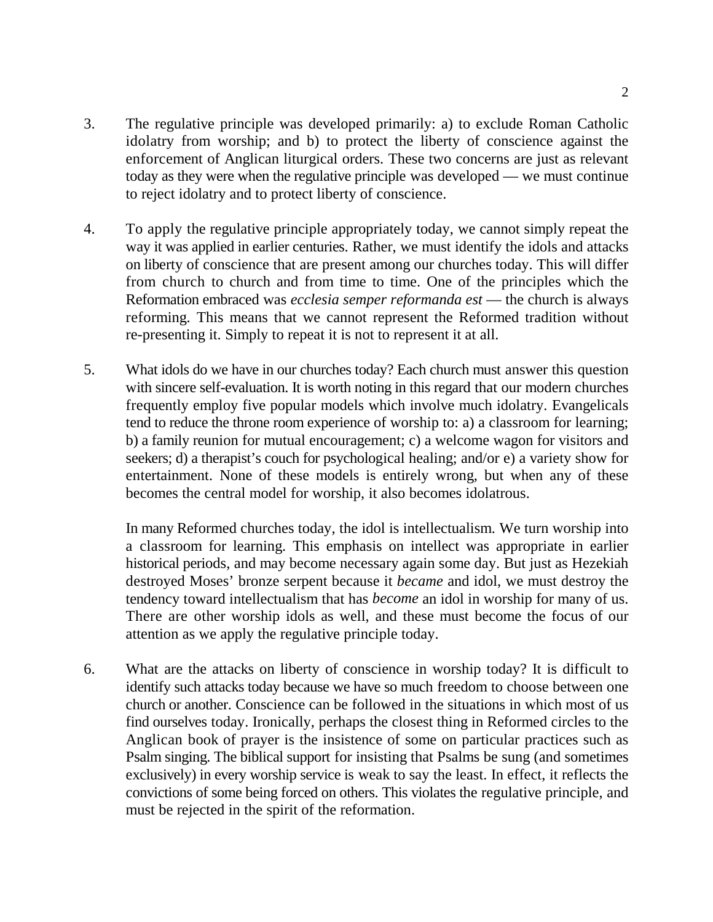3. The regulative principle was developed primarily: a) to exclude Roman Catholic idolatry from worship; and b) to protect the liberty of conscience against the enforcement of Anglican liturgical orders. These two concerns are just as relevant today as they were when the regulative principle was developed — we must continue to reject idolatry and to protect liberty of conscience.

4. To apply the regulative principle appropriately today, we cannot simply repeat the way it was applied in earlier centuries. Rather, we must identify the idols and attacks on liberty of conscience that are present among our churches today. This will differ from church to church and from time to time. One of the principles which the Reformation embraced was *ecclesia semper reformanda est* — the church is always reforming. This means that we cannot represent the Reformed tradition without re-presenting it. Simply to repeat it is not to represent it at all.

5. What idols do we have in our churches today? Each church must answer this question with sincere self-evaluation. It is worth noting in this regard that our modern churches frequently employ five popular models which involve much idolatry. Evangelicals tend to reduce the throne room experience of worship to: a) a classroom for learning; b) a family reunion for mutual encouragement; c) a welcome wagon for visitors and seekers; d) a therapist's couch for psychological healing; and/or e) a variety show for entertainment. None of these models is entirely wrong, but when any of these becomes the central model for worship, it also becomes idolatrous.

   In many Reformed churches today, the idol is intellectualism. We turn worship into a classroom for learning. This emphasis on intellect was appropriate in earlier historical periods, and may become necessary again some day. But just as Hezekiah destroyed Moses' bronze serpent because it *became* and idol, we must destroy the tendency toward intellectualism that has *become* an idol in worship for many of us. There are other worship idols as well, and these must become the focus of our attention as we apply the regulative principle today.

6. What are the attacks on liberty of conscience in worship today? It is difficult to identify such attacks today because we have so much freedom to choose between one church or another. Conscience can be followed in the situations in which most of us find ourselves today. Ironically, perhaps the closest thing in Reformed circles to the Anglican book of prayer is the insistence of some on particular practices such as Psalm singing. The biblical support for insisting that Psalms be sung (and sometimes exclusively) in every worship service is weak to say the least. In effect, it reflects the convictions of some being forced on others. This violates the regulative principle, and must be rejected in the spirit of the reformation.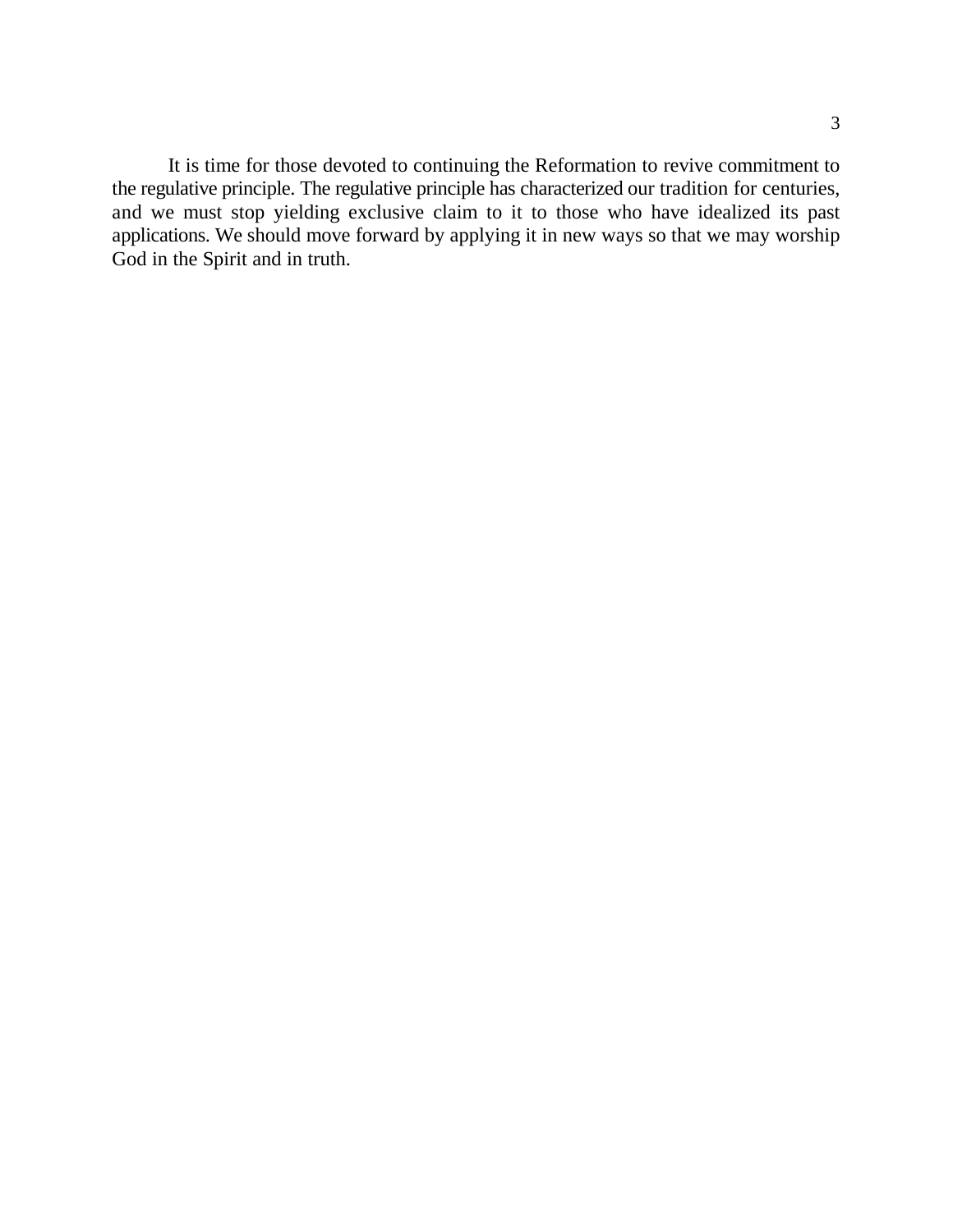It is time for those devoted to continuing the Reformation to revive commitment to the regulative principle. The regulative principle has characterized our tradition for centuries, and we must stop yielding exclusive claim to it to those who have idealized its past applications. We should move forward by applying it in new ways so that we may worship God in the Spirit and in truth.